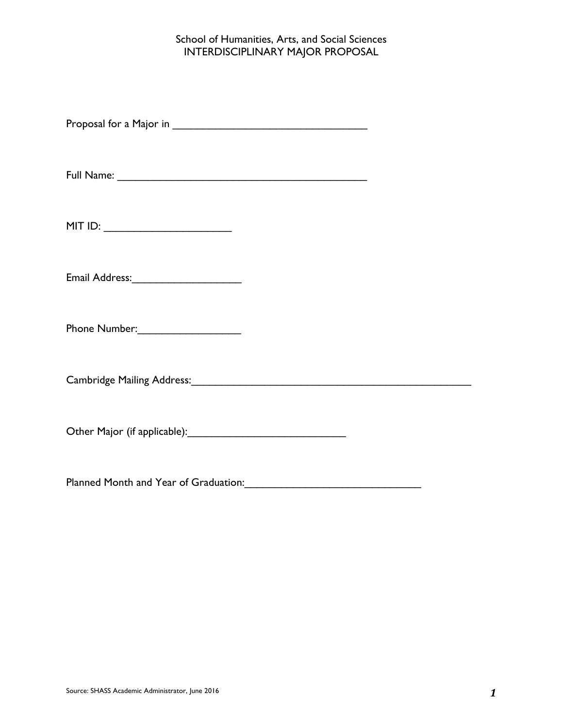School of Humanities, Arts, and Social Sciences
INTERDISCIPLINARY MAJOR PROPOSAL

Proposal for a Major in ________________________________

Full Name: _________________________________________

MIT ID: _____________________

Email Address:__________________

Phone Number:_________________

Cambridge Mailing Address:_______________________________________________

Other Major (if applicable):__________________________

Planned Month and Year of Graduation:_____________________________

Source: SHASS Academic Administrator, June 2016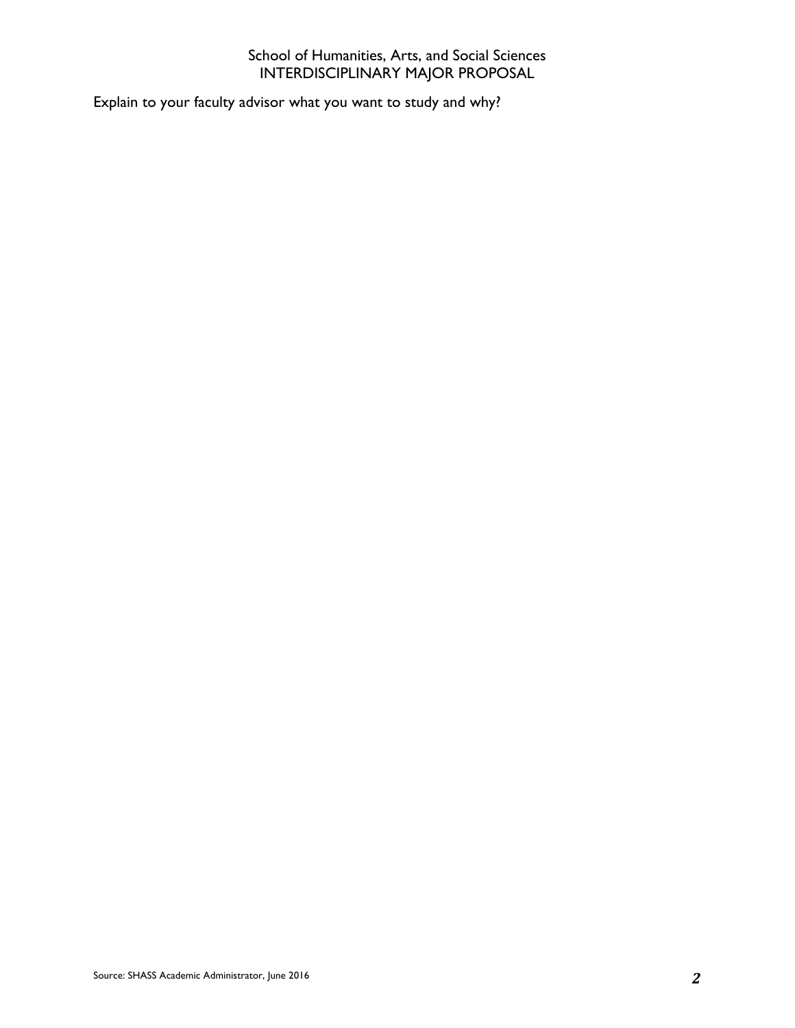School of Humanities, Arts, and Social Sciences
INTERDISCIPLINARY MAJOR PROPOSAL

Explain to your faculty advisor what you want to study and why?

Source: SHASS Academic Administrator, June 2016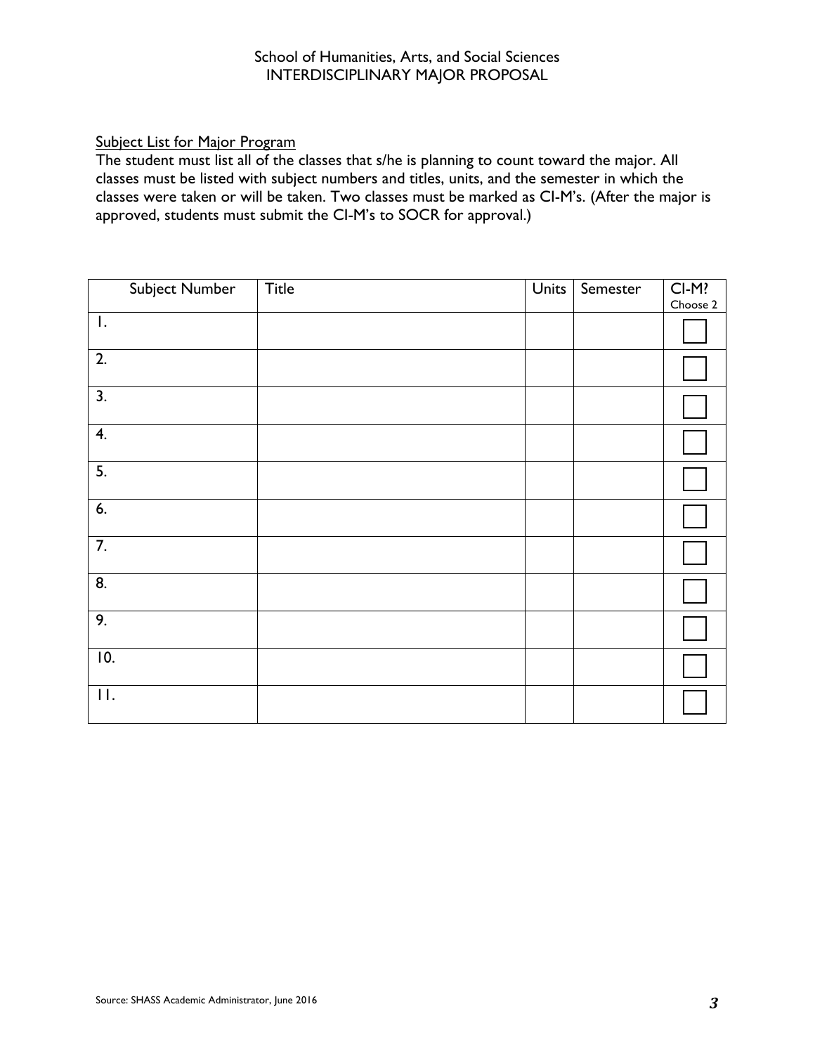School of Humanities, Arts, and Social Sciences
INTERDISCIPLINARY MAJOR PROPOSAL

Subject List for Major Program

The student must list all of the classes that s/he is planning to count toward the major. All classes must be listed with subject numbers and titles, units, and the semester in which the classes were taken or will be taken. Two classes must be marked as CI-M's. (After the major is approved, students must submit the CI-M's to SOCR for approval.)

| Subject Number | Title | Units | Semester | CI-M? Choose 2 |
|---|---|---|---|---|
| 1. | | | | ☐ |
| 2. | | | | ☐ |
| 3. | | | | ☐ |
| 4. | | | | ☐ |
| 5. | | | | ☐ |
| 6. | | | | ☐ |
| 7. | | | | ☐ |
| 8. | | | | ☐ |
| 9. | | | | ☐ |
| 10. | | | | ☐ |
| 11. | | | | ☐ |

Source: SHASS Academic Administrator, June 2016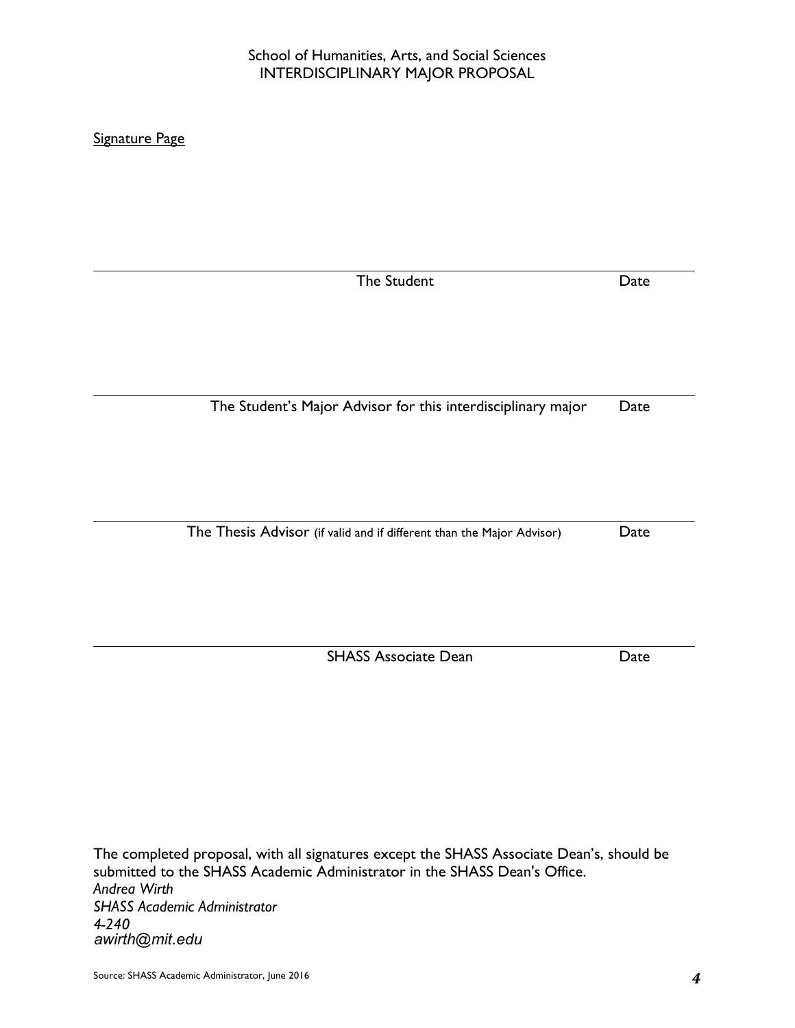School of Humanities, Arts, and Social Sciences
INTERDISCIPLINARY MAJOR PROPOSAL

Signature Page

\_\_\_\_\_\_\_\_\_\_\_\_\_\_\_\_\_\_\_\_\_\_\_\_\_\_\_\_\_\_\_\_\_\_\_\_\_\_\_\_\_\_\_\_\_\_\_\_\_\_\_\_\_\_\_\_\_\_\_\_\_\_\_\_

The Student — Date

\_\_\_\_\_\_\_\_\_\_\_\_\_\_\_\_\_\_\_\_\_\_\_\_\_\_\_\_\_\_\_\_\_\_\_\_\_\_\_\_\_\_\_\_\_\_\_\_\_\_\_\_\_\_\_\_\_\_\_\_\_\_\_\_

The Student's Major Advisor for this interdisciplinary major — Date

\_\_\_\_\_\_\_\_\_\_\_\_\_\_\_\_\_\_\_\_\_\_\_\_\_\_\_\_\_\_\_\_\_\_\_\_\_\_\_\_\_\_\_\_\_\_\_\_\_\_\_\_\_\_\_\_\_\_\_\_\_\_\_\_

The Thesis Advisor (if valid and if different than the Major Advisor) — Date

\_\_\_\_\_\_\_\_\_\_\_\_\_\_\_\_\_\_\_\_\_\_\_\_\_\_\_\_\_\_\_\_\_\_\_\_\_\_\_\_\_\_\_\_\_\_\_\_\_\_\_\_\_\_\_\_\_\_\_\_\_\_\_\_

SHASS Associate Dean — Date

The completed proposal, with all signatures except the SHASS Associate Dean's, should be submitted to the SHASS Academic Administrator in the SHASS Dean's Office.

*Andrea Wirth*
*SHASS Academic Administrator*
*4-240*
*awirth@mit.edu*

Source: SHASS Academic Administrator, June 2016